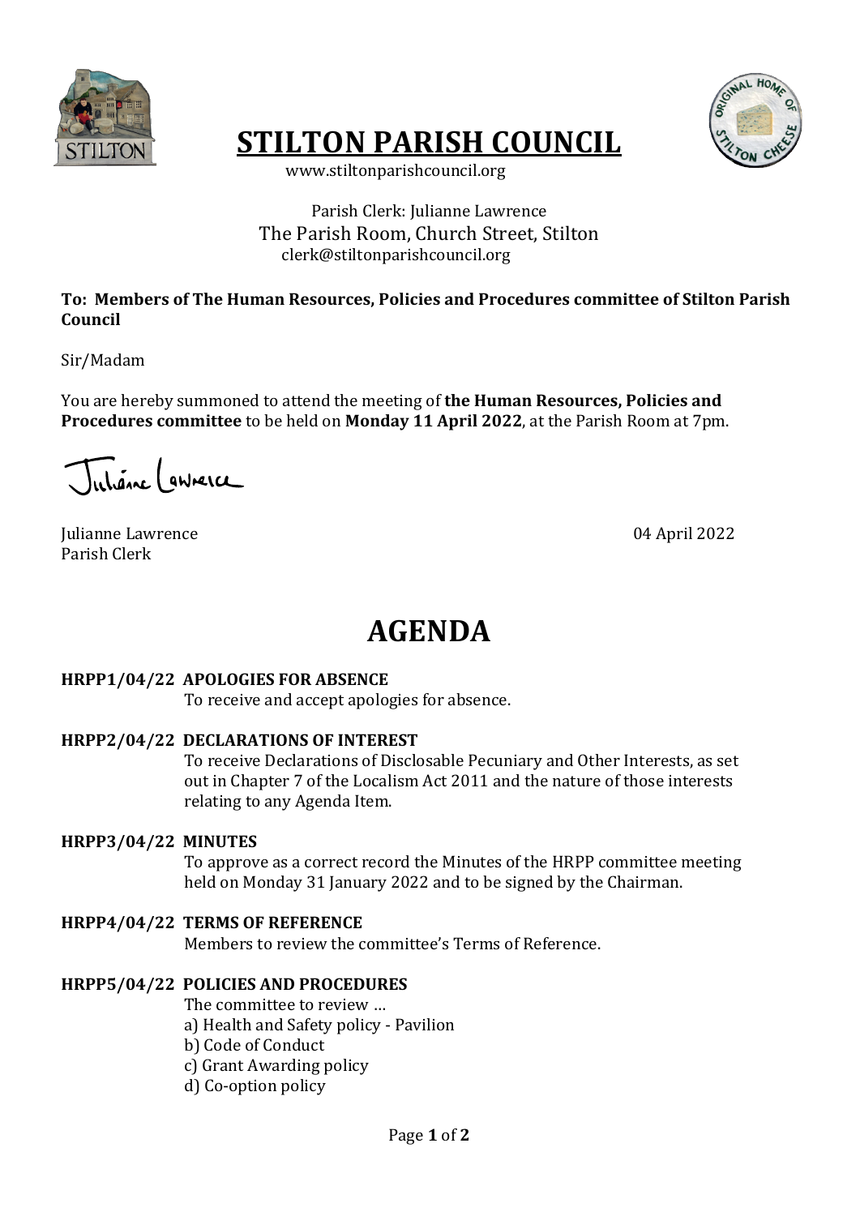# STILTON PARISH COUNCIL

www.stiltonparishcouncil.org

Parish Clerk: Julianne Lawrence
The Parish Room, Church Street, Stilton
clerk@stiltonparishcouncil.org

**To: Members of The Human Resources, Policies and Procedures committee of Stilton Parish Council**

Sir/Madam

You are hereby summoned to attend the meeting of **the Human Resources, Policies and Procedures committee** to be held on **Monday 11 April 2022**, at the Parish Room at 7pm.

Julianne Lawrence
Parish Clerk

04 April 2022

# AGENDA

**HRPP1/04/22 APOLOGIES FOR ABSENCE**
To receive and accept apologies for absence.

**HRPP2/04/22 DECLARATIONS OF INTEREST**
To receive Declarations of Disclosable Pecuniary and Other Interests, as set out in Chapter 7 of the Localism Act 2011 and the nature of those interests relating to any Agenda Item.

**HRPP3/04/22 MINUTES**
To approve as a correct record the Minutes of the HRPP committee meeting held on Monday 31 January 2022 and to be signed by the Chairman.

**HRPP4/04/22 TERMS OF REFERENCE**
Members to review the committee's Terms of Reference.

**HRPP5/04/22 POLICIES AND PROCEDURES**
The committee to review …
a) Health and Safety policy - Pavilion
b) Code of Conduct
c) Grant Awarding policy
d) Co-option policy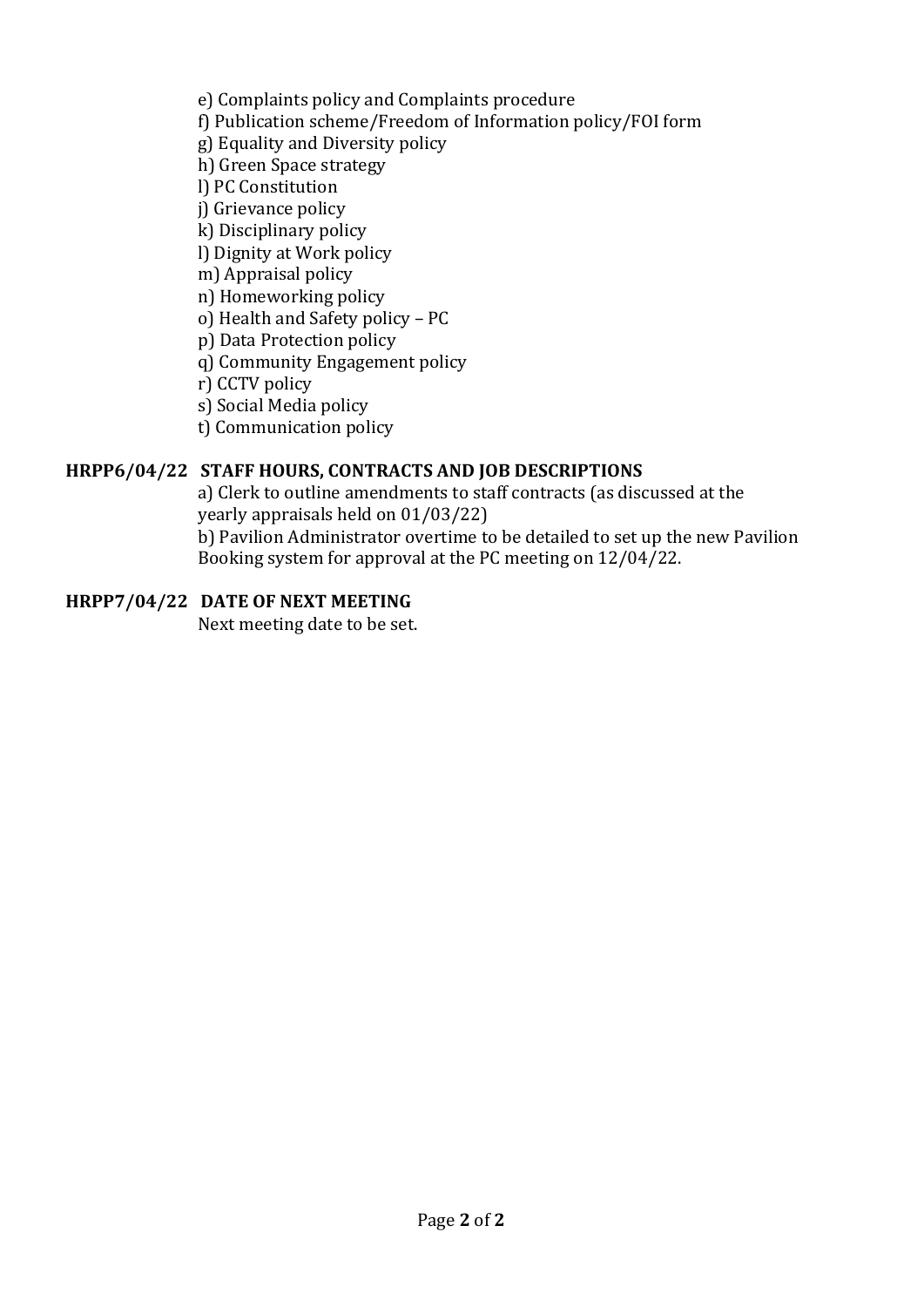e) Complaints policy and Complaints procedure
f) Publication scheme/Freedom of Information policy/FOI form
g) Equality and Diversity policy
h) Green Space strategy
l) PC Constitution
j) Grievance policy
k) Disciplinary policy
l) Dignity at Work policy
m) Appraisal policy
n) Homeworking policy
o) Health and Safety policy – PC
p) Data Protection policy
q) Community Engagement policy
r) CCTV policy
s) Social Media policy
t) Communication policy

**HRPP6/04/22 STAFF HOURS, CONTRACTS AND JOB DESCRIPTIONS**

a) Clerk to outline amendments to staff contracts (as discussed at the yearly appraisals held on 01/03/22)
b) Pavilion Administrator overtime to be detailed to set up the new Pavilion Booking system for approval at the PC meeting on 12/04/22.

**HRPP7/04/22 DATE OF NEXT MEETING**

Next meeting date to be set.